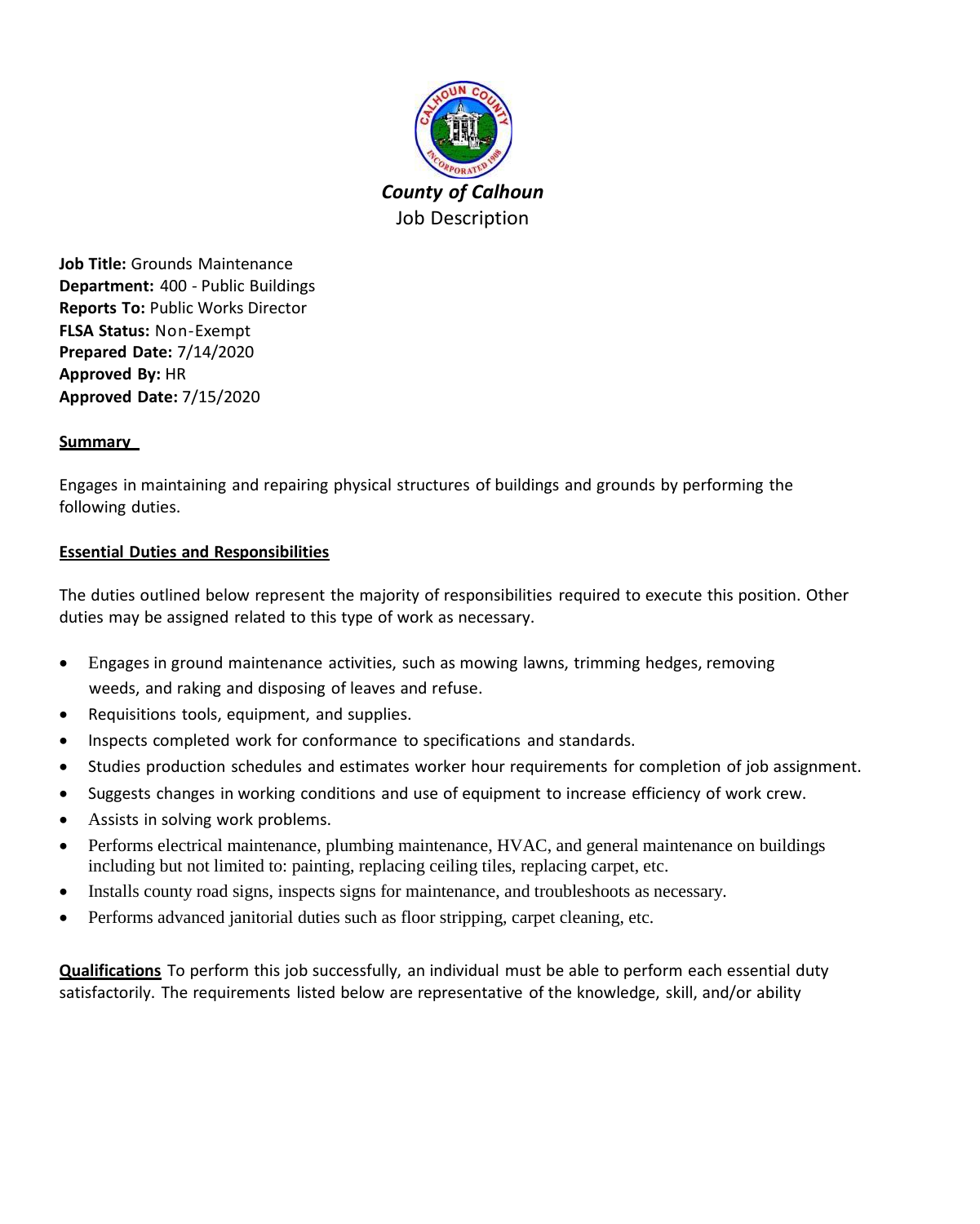***County of Calhoun***
Job Description

**Job Title:** Grounds Maintenance
**Department:** 400 - Public Buildings
**Reports To:** Public Works Director
**FLSA Status:** Non-Exempt
**Prepared Date:** 7/14/2020
**Approved By:** HR
**Approved Date:** 7/15/2020

## Summary

Engages in maintaining and repairing physical structures of buildings and grounds by performing the following duties.

## Essential Duties and Responsibilities

The duties outlined below represent the majority of responsibilities required to execute this position. Other duties may be assigned related to this type of work as necessary.

- Engages in ground maintenance activities, such as mowing lawns, trimming hedges, removing weeds, and raking and disposing of leaves and refuse.
- Requisitions tools, equipment, and supplies.
- Inspects completed work for conformance to specifications and standards.
- Studies production schedules and estimates worker hour requirements for completion of job assignment.
- Suggests changes in working conditions and use of equipment to increase efficiency of work crew.
- Assists in solving work problems.
- Performs electrical maintenance, plumbing maintenance, HVAC, and general maintenance on buildings including but not limited to: painting, replacing ceiling tiles, replacing carpet, etc.
- Installs county road signs, inspects signs for maintenance, and troubleshoots as necessary.
- Performs advanced janitorial duties such as floor stripping, carpet cleaning, etc.

**Qualifications** To perform this job successfully, an individual must be able to perform each essential duty satisfactorily. The requirements listed below are representative of the knowledge, skill, and/or ability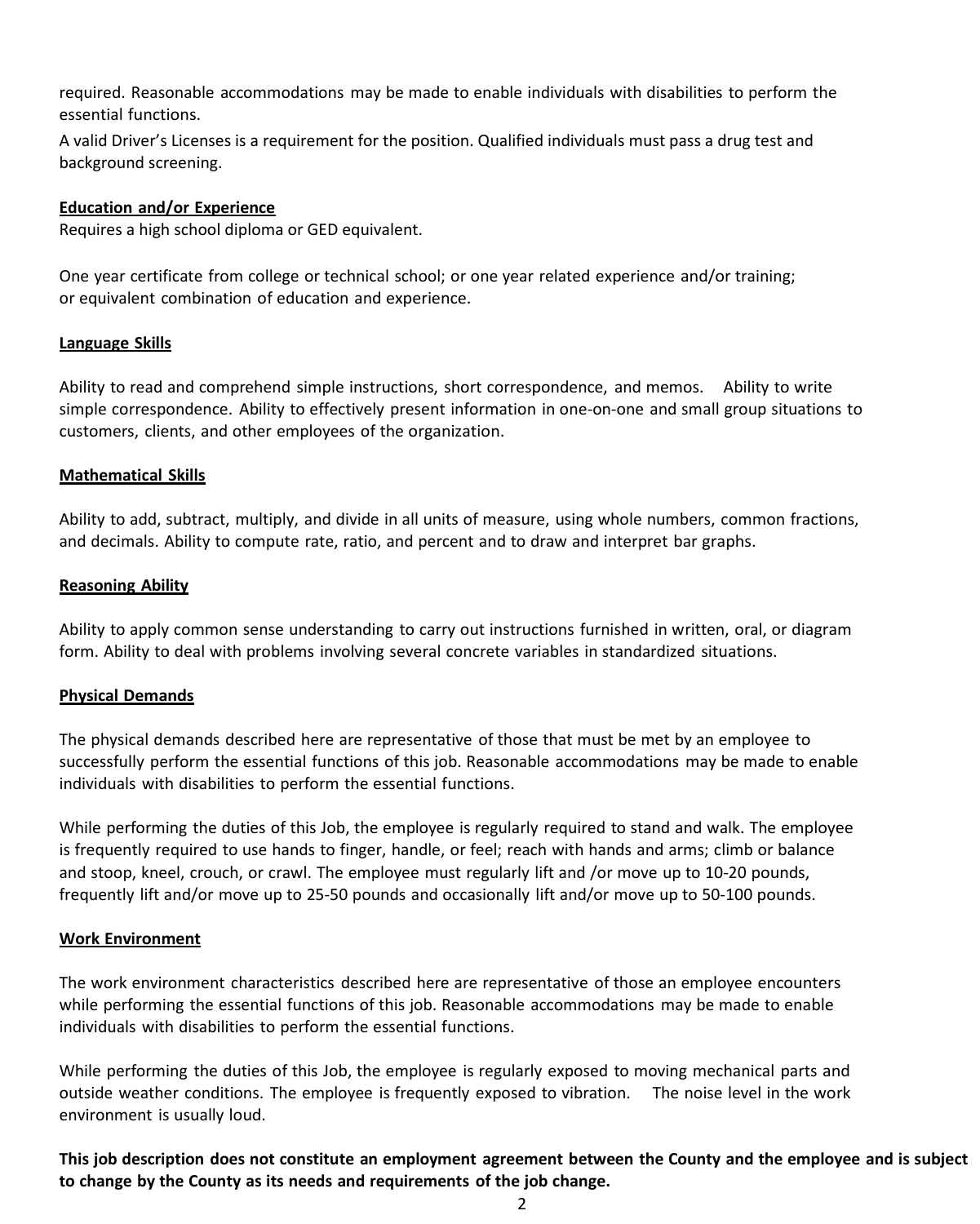required. Reasonable accommodations may be made to enable individuals with disabilities to perform the essential functions.

A valid Driver's Licenses is a requirement for the position. Qualified individuals must pass a drug test and background screening.

**Education and/or Experience**

Requires a high school diploma or GED equivalent.

One year certificate from college or technical school; or one year related experience and/or training; or equivalent combination of education and experience.

**Language Skills**

Ability to read and comprehend simple instructions, short correspondence, and memos. Ability to write simple correspondence. Ability to effectively present information in one-on-one and small group situations to customers, clients, and other employees of the organization.

**Mathematical Skills**

Ability to add, subtract, multiply, and divide in all units of measure, using whole numbers, common fractions, and decimals. Ability to compute rate, ratio, and percent and to draw and interpret bar graphs.

**Reasoning Ability**

Ability to apply common sense understanding to carry out instructions furnished in written, oral, or diagram form. Ability to deal with problems involving several concrete variables in standardized situations.

**Physical Demands**

The physical demands described here are representative of those that must be met by an employee to successfully perform the essential functions of this job. Reasonable accommodations may be made to enable individuals with disabilities to perform the essential functions.

While performing the duties of this Job, the employee is regularly required to stand and walk. The employee is frequently required to use hands to finger, handle, or feel; reach with hands and arms; climb or balance and stoop, kneel, crouch, or crawl. The employee must regularly lift and /or move up to 10-20 pounds, frequently lift and/or move up to 25-50 pounds and occasionally lift and/or move up to 50-100 pounds.

**Work Environment**

The work environment characteristics described here are representative of those an employee encounters while performing the essential functions of this job. Reasonable accommodations may be made to enable individuals with disabilities to perform the essential functions.

While performing the duties of this Job, the employee is regularly exposed to moving mechanical parts and outside weather conditions. The employee is frequently exposed to vibration. The noise level in the work environment is usually loud.

**This job description does not constitute an employment agreement between the County and the employee and is subject to change by the County as its needs and requirements of the job change.**